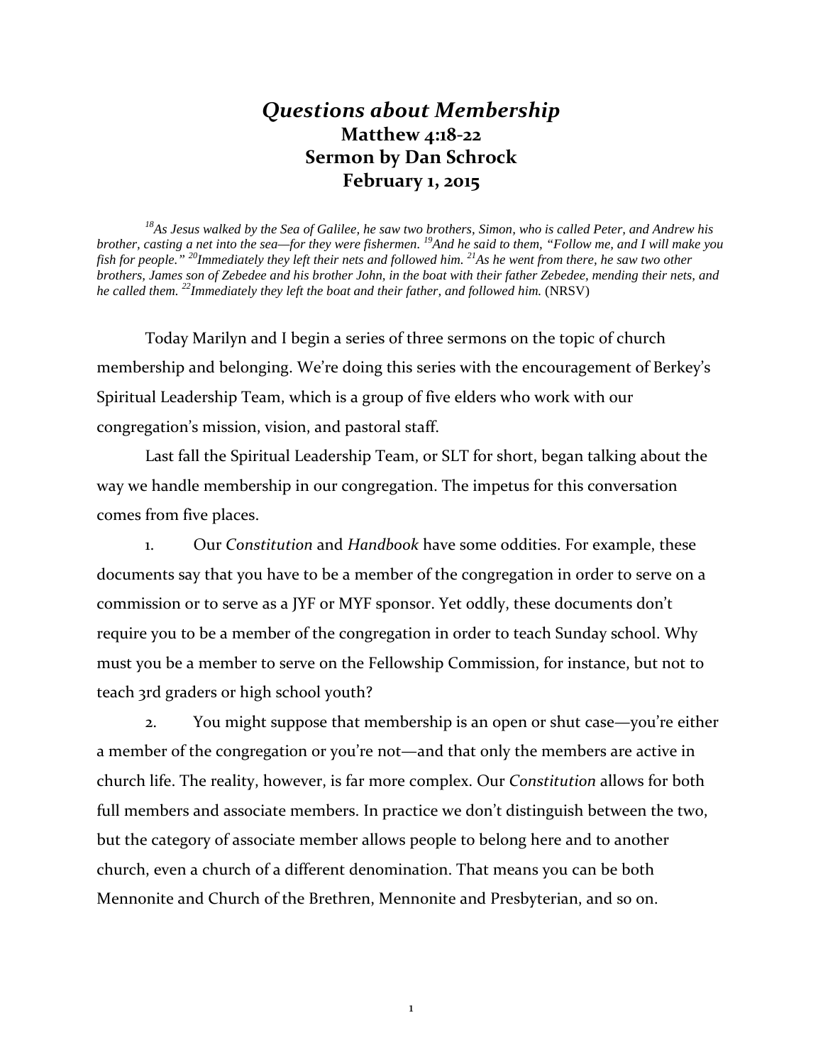# *Questions about Membership*

## Matthew 4:18-22
## Sermon by Dan Schrock
## February 1, 2015

*[18]As Jesus walked by the Sea of Galilee, he saw two brothers, Simon, who is called Peter, and Andrew his brother, casting a net into the sea—for they were fishermen. [19]And he said to them, "Follow me, and I will make you fish for people." [20]Immediately they left their nets and followed him. [21]As he went from there, he saw two other brothers, James son of Zebedee and his brother John, in the boat with their father Zebedee, mending their nets, and he called them. [22]Immediately they left the boat and their father, and followed him.* (NRSV)

Today Marilyn and I begin a series of three sermons on the topic of church membership and belonging. We're doing this series with the encouragement of Berkey's Spiritual Leadership Team, which is a group of five elders who work with our congregation's mission, vision, and pastoral staff.

Last fall the Spiritual Leadership Team, or SLT for short, began talking about the way we handle membership in our congregation. The impetus for this conversation comes from five places.

1. Our *Constitution* and *Handbook* have some oddities. For example, these documents say that you have to be a member of the congregation in order to serve on a commission or to serve as a JYF or MYF sponsor. Yet oddly, these documents don't require you to be a member of the congregation in order to teach Sunday school. Why must you be a member to serve on the Fellowship Commission, for instance, but not to teach 3rd graders or high school youth?

2. You might suppose that membership is an open or shut case—you're either a member of the congregation or you're not—and that only the members are active in church life. The reality, however, is far more complex. Our *Constitution* allows for both full members and associate members. In practice we don't distinguish between the two, but the category of associate member allows people to belong here and to another church, even a church of a different denomination. That means you can be both Mennonite and Church of the Brethren, Mennonite and Presbyterian, and so on.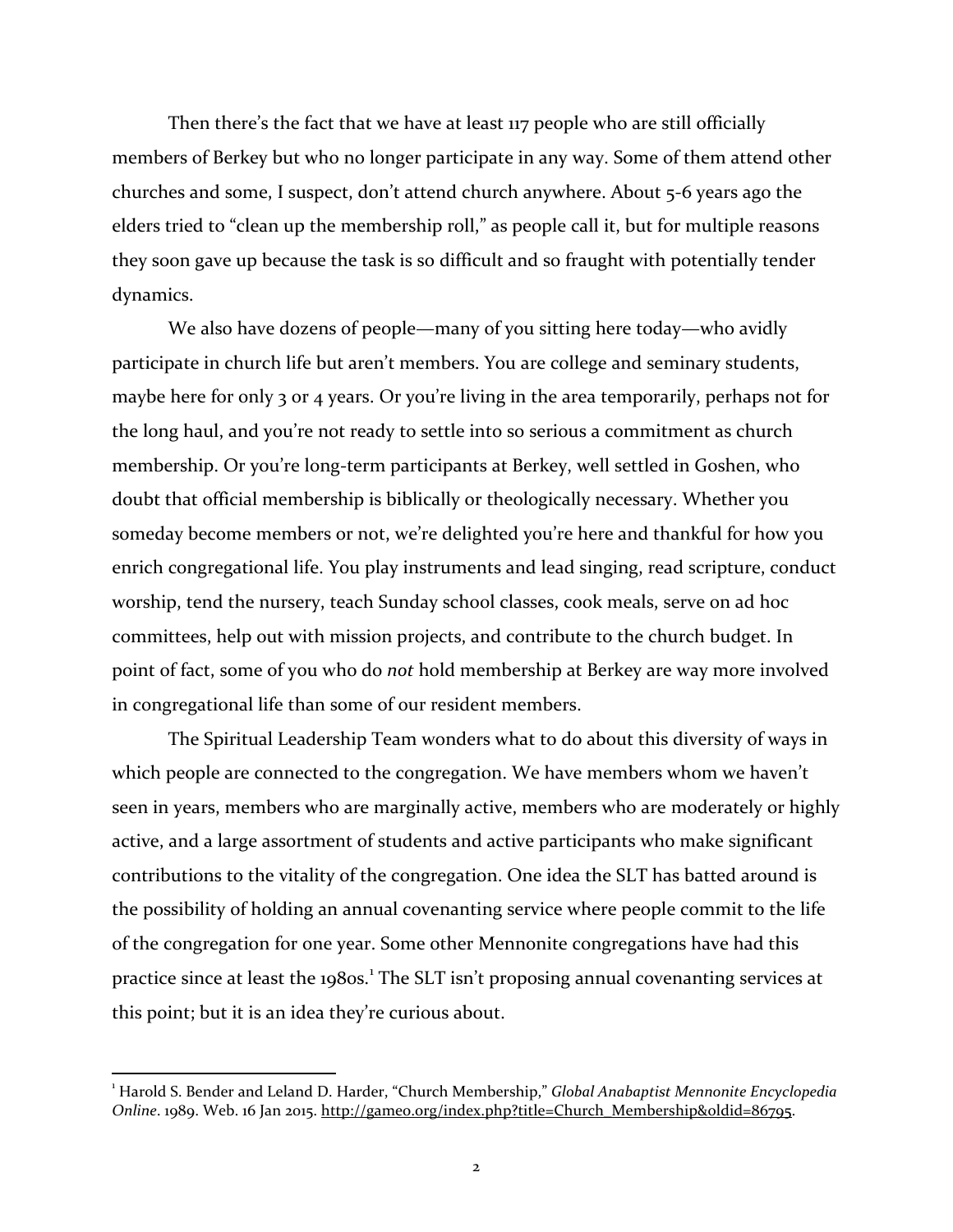Then there's the fact that we have at least 117 people who are still officially members of Berkey but who no longer participate in any way. Some of them attend other churches and some, I suspect, don't attend church anywhere. About 5-6 years ago the elders tried to "clean up the membership roll," as people call it, but for multiple reasons they soon gave up because the task is so difficult and so fraught with potentially tender dynamics.

We also have dozens of people—many of you sitting here today—who avidly participate in church life but aren't members. You are college and seminary students, maybe here for only 3 or 4 years. Or you're living in the area temporarily, perhaps not for the long haul, and you're not ready to settle into so serious a commitment as church membership. Or you're long-term participants at Berkey, well settled in Goshen, who doubt that official membership is biblically or theologically necessary. Whether you someday become members or not, we're delighted you're here and thankful for how you enrich congregational life. You play instruments and lead singing, read scripture, conduct worship, tend the nursery, teach Sunday school classes, cook meals, serve on ad hoc committees, help out with mission projects, and contribute to the church budget. In point of fact, some of you who do *not* hold membership at Berkey are way more involved in congregational life than some of our resident members.

The Spiritual Leadership Team wonders what to do about this diversity of ways in which people are connected to the congregation. We have members whom we haven't seen in years, members who are marginally active, members who are moderately or highly active, and a large assortment of students and active participants who make significant contributions to the vitality of the congregation. One idea the SLT has batted around is the possibility of holding an annual covenanting service where people commit to the life of the congregation for one year. Some other Mennonite congregations have had this practice since at least the 1980s.[1] The SLT isn't proposing annual covenanting services at this point; but it is an idea they're curious about.

---

[1] Harold S. Bender and Leland D. Harder, "Church Membership," *Global Anabaptist Mennonite Encyclopedia Online*. 1989. Web. 16 Jan 2015. http://gameo.org/index.php?title=Church_Membership&oldid=86795.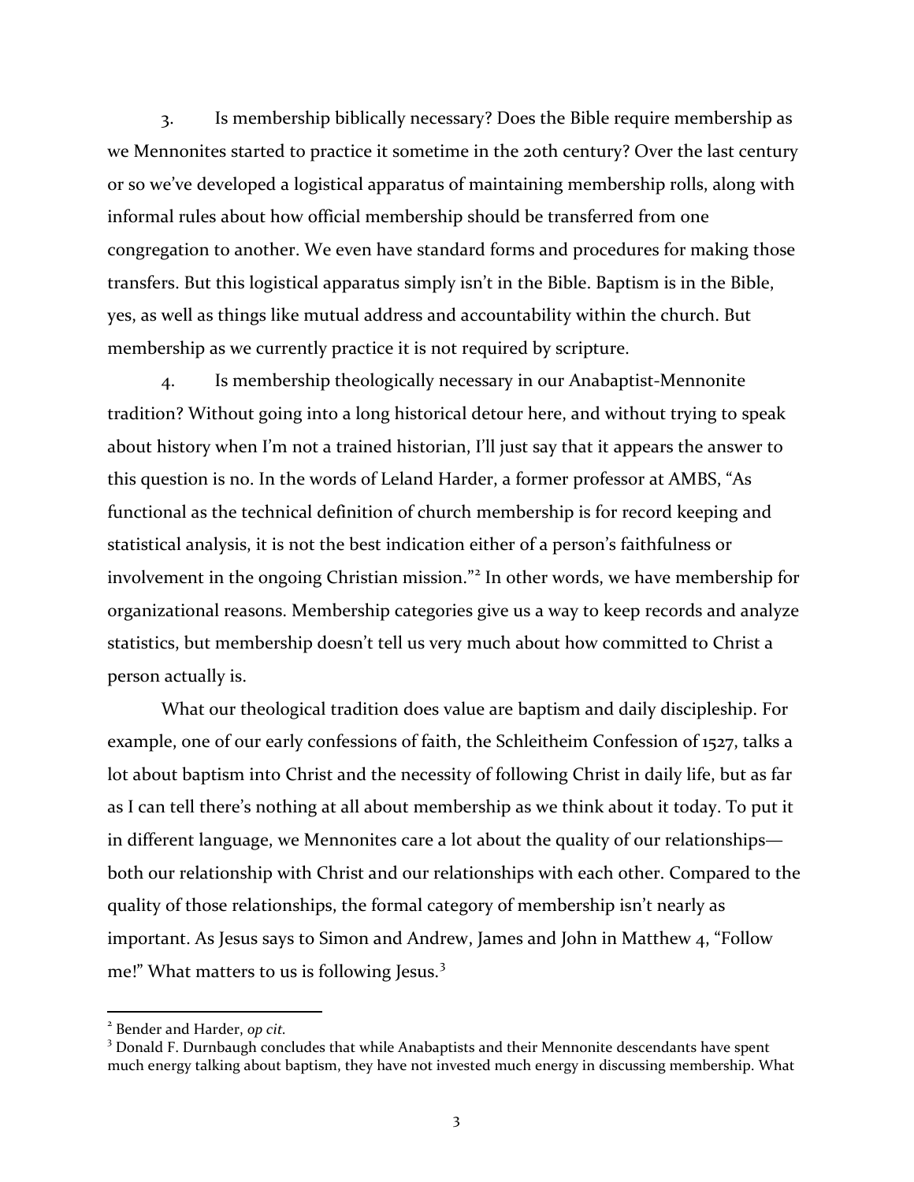3. Is membership biblically necessary? Does the Bible require membership as we Mennonites started to practice it sometime in the 20th century? Over the last century or so we've developed a logistical apparatus of maintaining membership rolls, along with informal rules about how official membership should be transferred from one congregation to another. We even have standard forms and procedures for making those transfers. But this logistical apparatus simply isn't in the Bible. Baptism is in the Bible, yes, as well as things like mutual address and accountability within the church. But membership as we currently practice it is not required by scripture.

4. Is membership theologically necessary in our Anabaptist-Mennonite tradition? Without going into a long historical detour here, and without trying to speak about history when I'm not a trained historian, I'll just say that it appears the answer to this question is no. In the words of Leland Harder, a former professor at AMBS, "As functional as the technical definition of church membership is for record keeping and statistical analysis, it is not the best indication either of a person's faithfulness or involvement in the ongoing Christian mission."[2] In other words, we have membership for organizational reasons. Membership categories give us a way to keep records and analyze statistics, but membership doesn't tell us very much about how committed to Christ a person actually is.

What our theological tradition does value are baptism and daily discipleship. For example, one of our early confessions of faith, the Schleitheim Confession of 1527, talks a lot about baptism into Christ and the necessity of following Christ in daily life, but as far as I can tell there's nothing at all about membership as we think about it today. To put it in different language, we Mennonites care a lot about the quality of our relationships—both our relationship with Christ and our relationships with each other. Compared to the quality of those relationships, the formal category of membership isn't nearly as important. As Jesus says to Simon and Andrew, James and John in Matthew 4, "Follow me!" What matters to us is following Jesus.[3]

---

[2] Bender and Harder, *op cit.*

[3] Donald F. Durnbaugh concludes that while Anabaptists and their Mennonite descendants have spent much energy talking about baptism, they have not invested much energy in discussing membership. What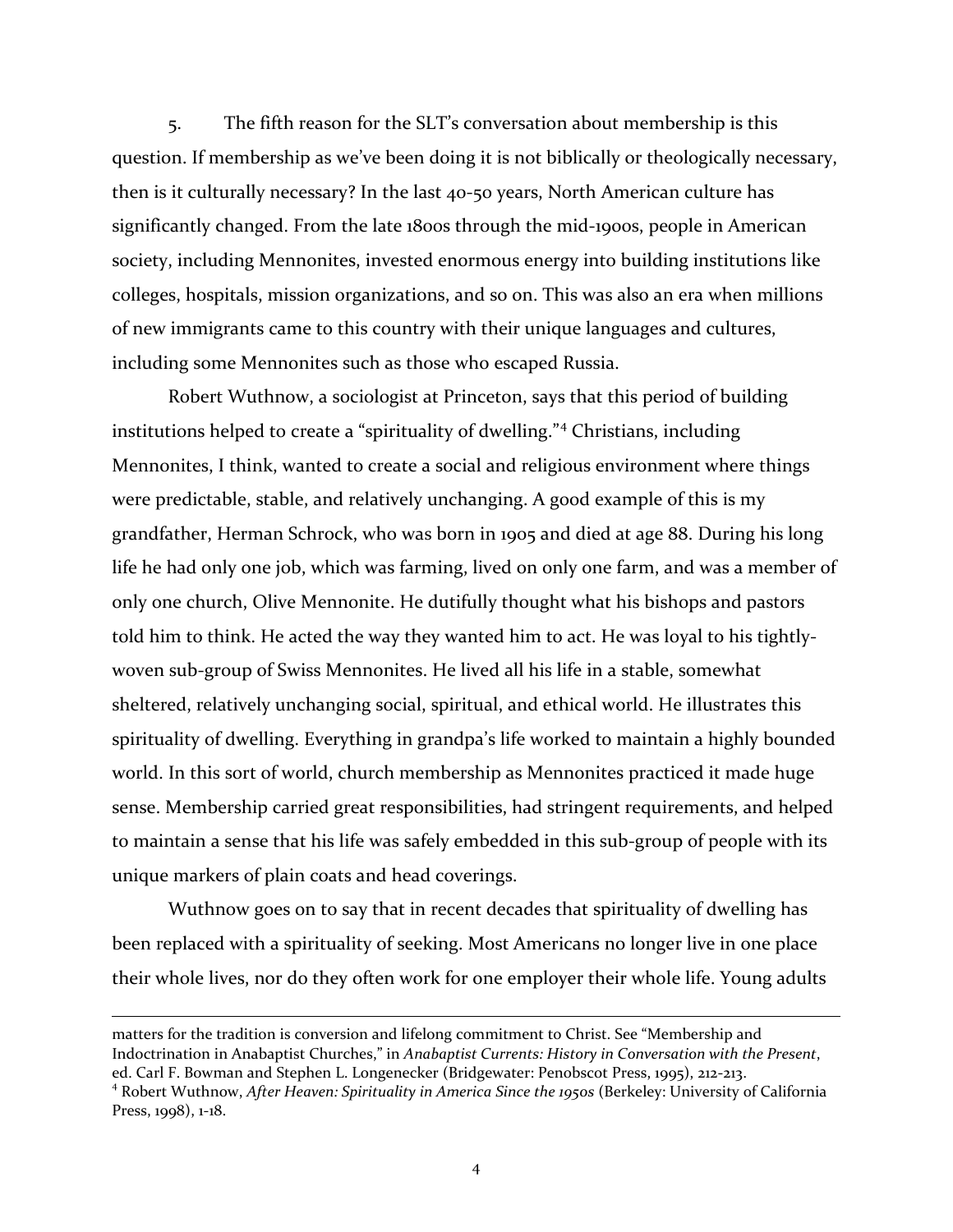5. The fifth reason for the SLT's conversation about membership is this question. If membership as we've been doing it is not biblically or theologically necessary, then is it culturally necessary? In the last 40-50 years, North American culture has significantly changed. From the late 1800s through the mid-1900s, people in American society, including Mennonites, invested enormous energy into building institutions like colleges, hospitals, mission organizations, and so on. This was also an era when millions of new immigrants came to this country with their unique languages and cultures, including some Mennonites such as those who escaped Russia.

Robert Wuthnow, a sociologist at Princeton, says that this period of building institutions helped to create a "spirituality of dwelling."[4] Christians, including Mennonites, I think, wanted to create a social and religious environment where things were predictable, stable, and relatively unchanging. A good example of this is my grandfather, Herman Schrock, who was born in 1905 and died at age 88. During his long life he had only one job, which was farming, lived on only one farm, and was a member of only one church, Olive Mennonite. He dutifully thought what his bishops and pastors told him to think. He acted the way they wanted him to act. He was loyal to his tightly-woven sub-group of Swiss Mennonites. He lived all his life in a stable, somewhat sheltered, relatively unchanging social, spiritual, and ethical world. He illustrates this spirituality of dwelling. Everything in grandpa's life worked to maintain a highly bounded world. In this sort of world, church membership as Mennonites practiced it made huge sense. Membership carried great responsibilities, had stringent requirements, and helped to maintain a sense that his life was safely embedded in this sub-group of people with its unique markers of plain coats and head coverings.

Wuthnow goes on to say that in recent decades that spirituality of dwelling has been replaced with a spirituality of seeking. Most Americans no longer live in one place their whole lives, nor do they often work for one employer their whole life. Young adults

---

matters for the tradition is conversion and lifelong commitment to Christ. See "Membership and Indoctrination in Anabaptist Churches," in *Anabaptist Currents: History in Conversation with the Present*, ed. Carl F. Bowman and Stephen L. Longenecker (Bridgewater: Penobscot Press, 1995), 212-213.

[4] Robert Wuthnow, *After Heaven: Spirituality in America Since the 1950s* (Berkeley: University of California Press, 1998), 1-18.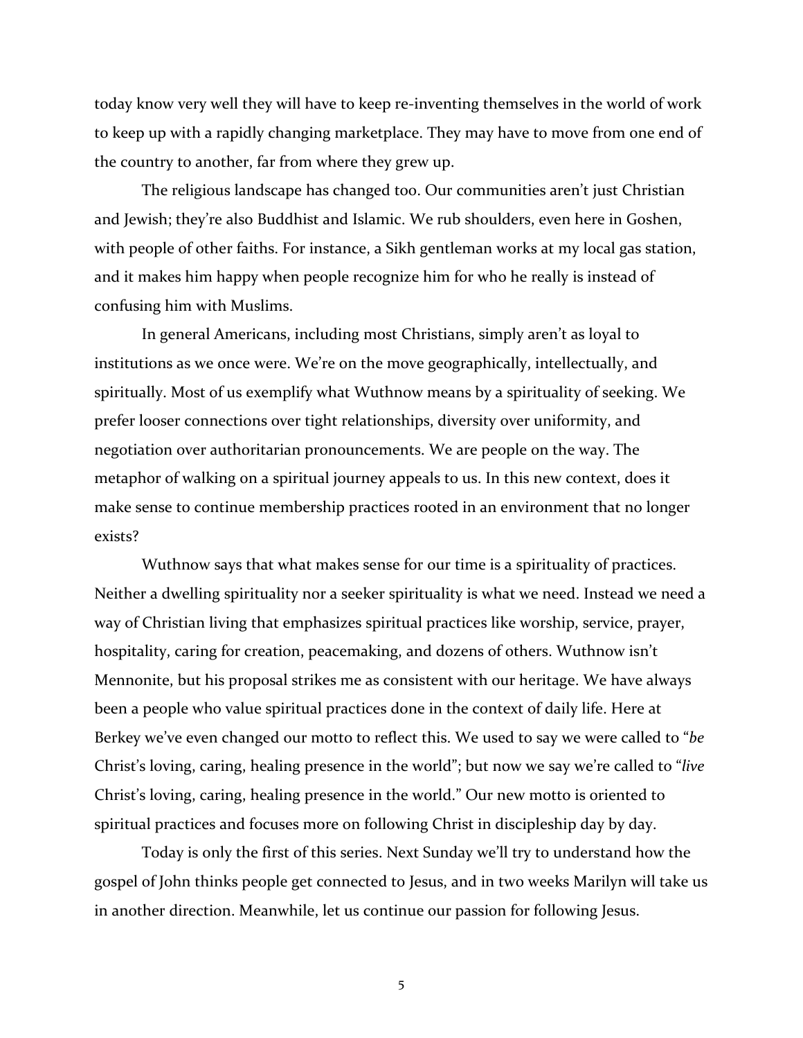today know very well they will have to keep re-inventing themselves in the world of work to keep up with a rapidly changing marketplace. They may have to move from one end of the country to another, far from where they grew up.

The religious landscape has changed too. Our communities aren't just Christian and Jewish; they're also Buddhist and Islamic. We rub shoulders, even here in Goshen, with people of other faiths. For instance, a Sikh gentleman works at my local gas station, and it makes him happy when people recognize him for who he really is instead of confusing him with Muslims.

In general Americans, including most Christians, simply aren't as loyal to institutions as we once were. We're on the move geographically, intellectually, and spiritually. Most of us exemplify what Wuthnow means by a spirituality of seeking. We prefer looser connections over tight relationships, diversity over uniformity, and negotiation over authoritarian pronouncements. We are people on the way. The metaphor of walking on a spiritual journey appeals to us. In this new context, does it make sense to continue membership practices rooted in an environment that no longer exists?

Wuthnow says that what makes sense for our time is a spirituality of practices. Neither a dwelling spirituality nor a seeker spirituality is what we need. Instead we need a way of Christian living that emphasizes spiritual practices like worship, service, prayer, hospitality, caring for creation, peacemaking, and dozens of others. Wuthnow isn't Mennonite, but his proposal strikes me as consistent with our heritage. We have always been a people who value spiritual practices done in the context of daily life. Here at Berkey we've even changed our motto to reflect this. We used to say we were called to "*be* Christ's loving, caring, healing presence in the world"; but now we say we're called to "*live* Christ's loving, caring, healing presence in the world." Our new motto is oriented to spiritual practices and focuses more on following Christ in discipleship day by day.

Today is only the first of this series. Next Sunday we'll try to understand how the gospel of John thinks people get connected to Jesus, and in two weeks Marilyn will take us in another direction. Meanwhile, let us continue our passion for following Jesus.